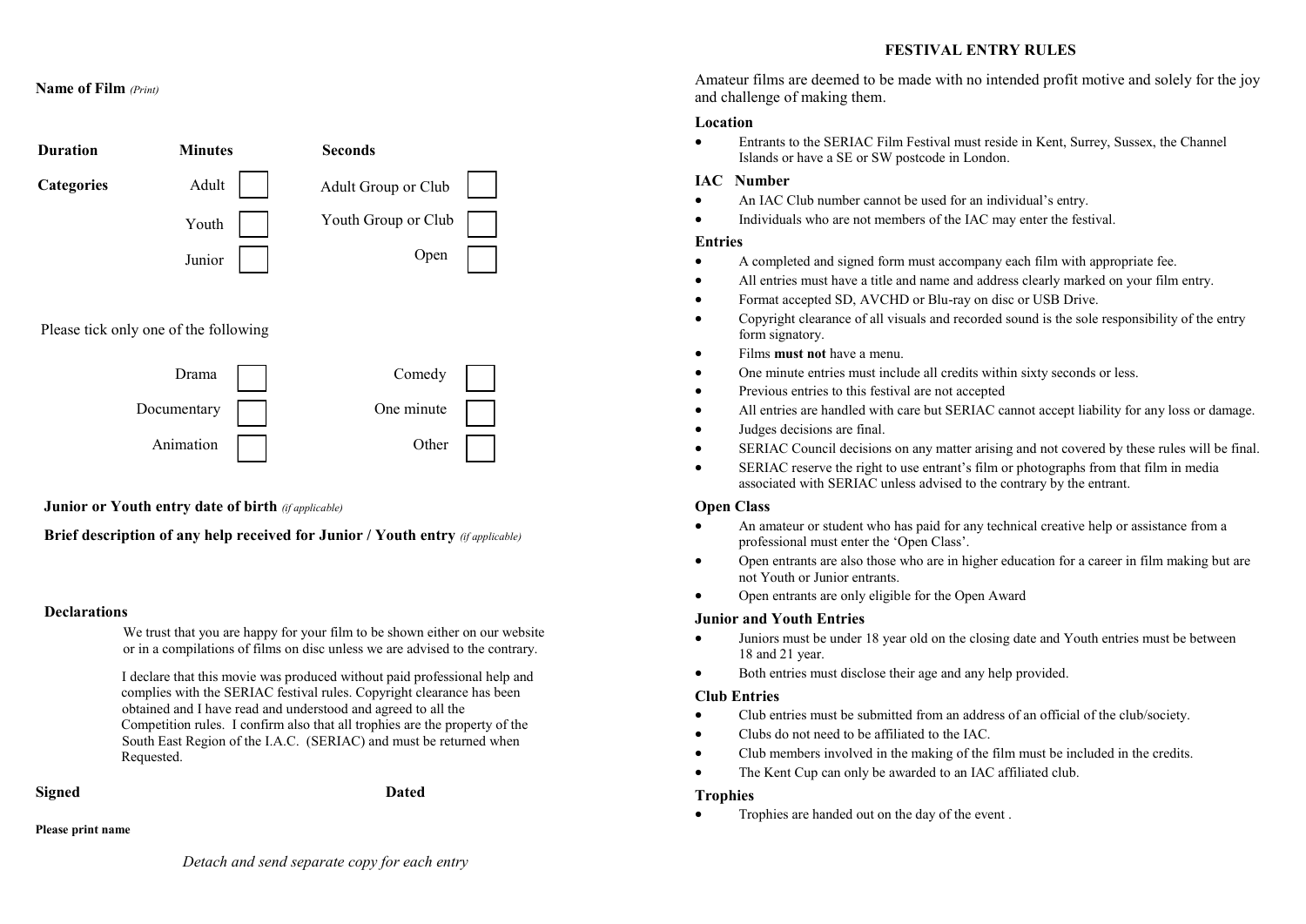**Name of Film** *(Print)*

| | | | | |
|---|---|---|---|---|
| **Duration** | **Minutes** | | **Seconds** | |
| **Categories** | Adult | ☐ | Adult Group or Club | ☐ |
| | Youth | ☐ | Youth Group or Club | ☐ |
| | Junior | ☐ | Open | ☐ |

Please tick only one of the following

| | | | |
|---|---|---|---|
| Drama | ☐ | Comedy | ☐ |
| Documentary | ☐ | One minute | ☐ |
| Animation | ☐ | Other | ☐ |

**Junior or Youth entry date of birth** *(if applicable)*

**Brief description of any help received for Junior / Youth entry** *(if applicable)*

**Declarations**

We trust that you are happy for your film to be shown either on our website or in a compilations of films on disc unless we are advised to the contrary.

I declare that this movie was produced without paid professional help and complies with the SERIAC festival rules. Copyright clearance has been obtained and I have read and understood and agreed to all the Competition rules. I confirm also that all trophies are the property of the South East Region of the I.A.C. (SERIAC) and must be returned when Requested.

**Signed** **Dated**

**Please print name**

*Detach and send separate copy for each entry*

## FESTIVAL ENTRY RULES

Amateur films are deemed to be made with no intended profit motive and solely for the joy and challenge of making them.

### Location

- Entrants to the SERIAC Film Festival must reside in Kent, Surrey, Sussex, the Channel Islands or have a SE or SW postcode in London.

### IAC Number

- An IAC Club number cannot be used for an individual's entry.
- Individuals who are not members of the IAC may enter the festival.

### Entries

- A completed and signed form must accompany each film with appropriate fee.
- All entries must have a title and name and address clearly marked on your film entry.
- Format accepted SD, AVCHD or Blu-ray on disc or USB Drive.
- Copyright clearance of all visuals and recorded sound is the sole responsibility of the entry form signatory.
- Films **must not** have a menu.
- One minute entries must include all credits within sixty seconds or less.
- Previous entries to this festival are not accepted
- All entries are handled with care but SERIAC cannot accept liability for any loss or damage.
- Judges decisions are final.
- SERIAC Council decisions on any matter arising and not covered by these rules will be final.
- SERIAC reserve the right to use entrant's film or photographs from that film in media associated with SERIAC unless advised to the contrary by the entrant.

### Open Class

- An amateur or student who has paid for any technical creative help or assistance from a professional must enter the 'Open Class'.
- Open entrants are also those who are in higher education for a career in film making but are not Youth or Junior entrants.
- Open entrants are only eligible for the Open Award

### Junior and Youth Entries

- Juniors must be under 18 year old on the closing date and Youth entries must be between 18 and 21 year.
- Both entries must disclose their age and any help provided.

### Club Entries

- Club entries must be submitted from an address of an official of the club/society.
- Clubs do not need to be affiliated to the IAC.
- Club members involved in the making of the film must be included in the credits.
- The Kent Cup can only be awarded to an IAC affiliated club.

### Trophies

- Trophies are handed out on the day of the event .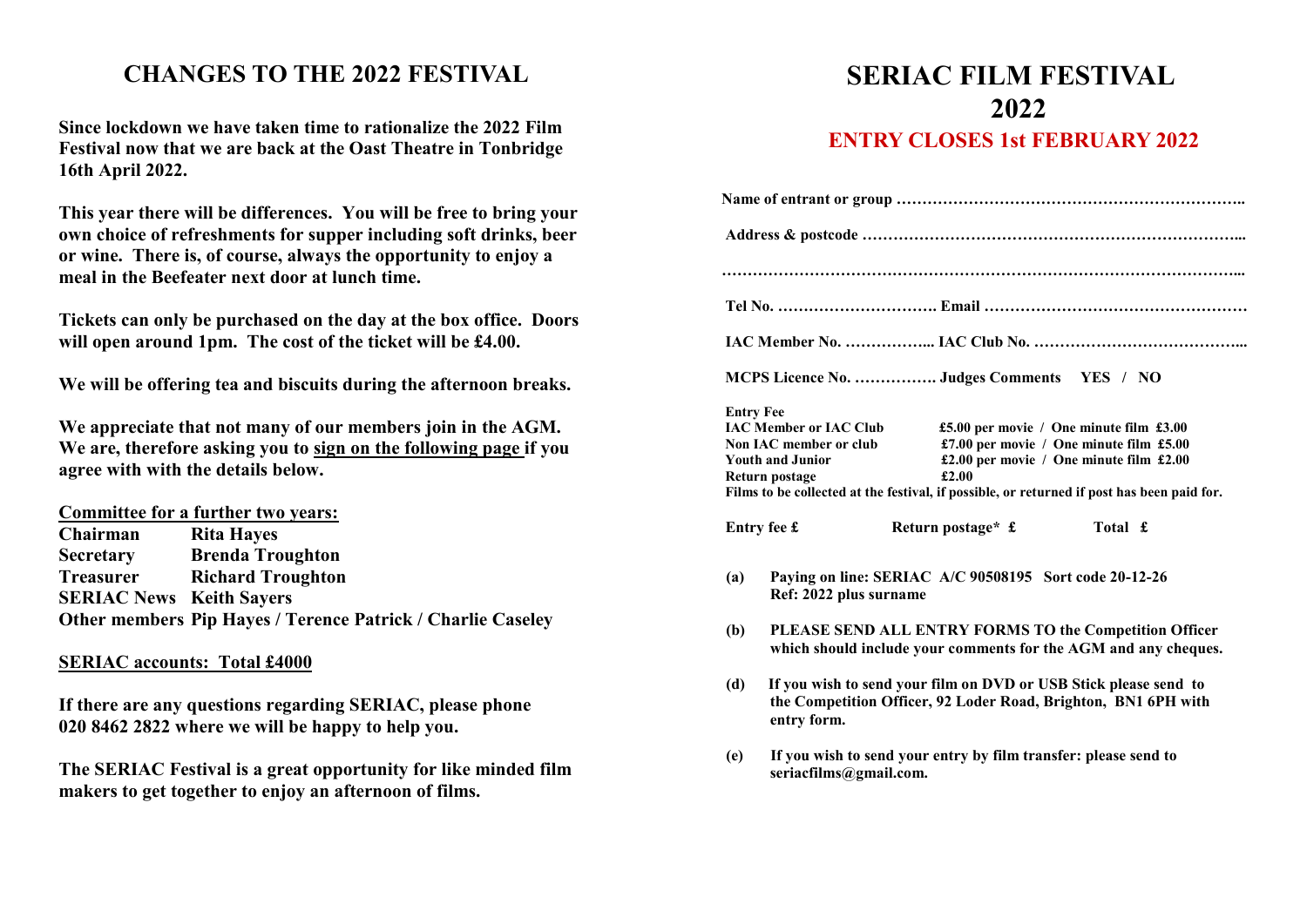## CHANGES TO THE 2022 FESTIVAL

**Since lockdown we have taken time to rationalize the 2022 Film Festival now that we are back at the Oast Theatre in Tonbridge 16th April 2022.**

**This year there will be differences. You will be free to bring your own choice of refreshments for supper including soft drinks, beer or wine. There is, of course, always the opportunity to enjoy a meal in the Beefeater next door at lunch time.**

**Tickets can only be purchased on the day at the box office. Doors will open around 1pm. The cost of the ticket will be £4.00.**

**We will be offering tea and biscuits during the afternoon breaks.**

**We appreciate that not many of our members join in the AGM. We are, therefore asking you to <u>sign on the following page</u> if you agree with with the details below.**

**<u>Committee for a further two years:</u>**

| | |
|---|---|
| **Chairman** | **Rita Hayes** |
| **Secretary** | **Brenda Troughton** |
| **Treasurer** | **Richard Troughton** |
| **SERIAC News** | **Keith Sayers** |
| **Other members** | **Pip Hayes / Terence Patrick / Charlie Caseley** |

**<u>SERIAC accounts: Total £4000</u>**

**If there are any questions regarding SERIAC, please phone 020 8462 2822 where we will be happy to help you.**

**The SERIAC Festival is a great opportunity for like minded film makers to get together to enjoy an afternoon of films.**

# SERIAC FILM FESTIVAL 2022

## ENTRY CLOSES 1st FEBRUARY 2022

**Name of entrant or group ………………………………………………………….**

**Address & postcode ………………………………………………………………...**

**……………………………………………………………………………………...**

**Tel No. …………………………. Email ……………………………………………**

**IAC Member No. ……………... IAC Club No. …………………………………...**

**MCPS Licence No. ……………. Judges Comments YES / NO**

**Entry Fee**

| | |
|---|---|
| **IAC Member or IAC Club** | **£5.00 per movie / One minute film £3.00** |
| **Non IAC member or club** | **£7.00 per movie / One minute film £5.00** |
| **Youth and Junior** | **£2.00 per movie / One minute film £2.00** |
| **Return postage** | **£2.00** |

**Films to be collected at the festival, if possible, or returned if post has been paid for.**

**Entry fee £ Return postage\* £ Total £**

**(a) Paying on line: SERIAC A/C 90508195 Sort code 20-12-26 Ref: 2022 plus surname**

**(b) PLEASE SEND ALL ENTRY FORMS TO the Competition Officer which should include your comments for the AGM and any cheques.**

**(d) If you wish to send your film on DVD or USB Stick please send to the Competition Officer, 92 Loder Road, Brighton, BN1 6PH with entry form.**

**(e) If you wish to send your entry by film transfer: please send to seriacfilms@gmail.com.**